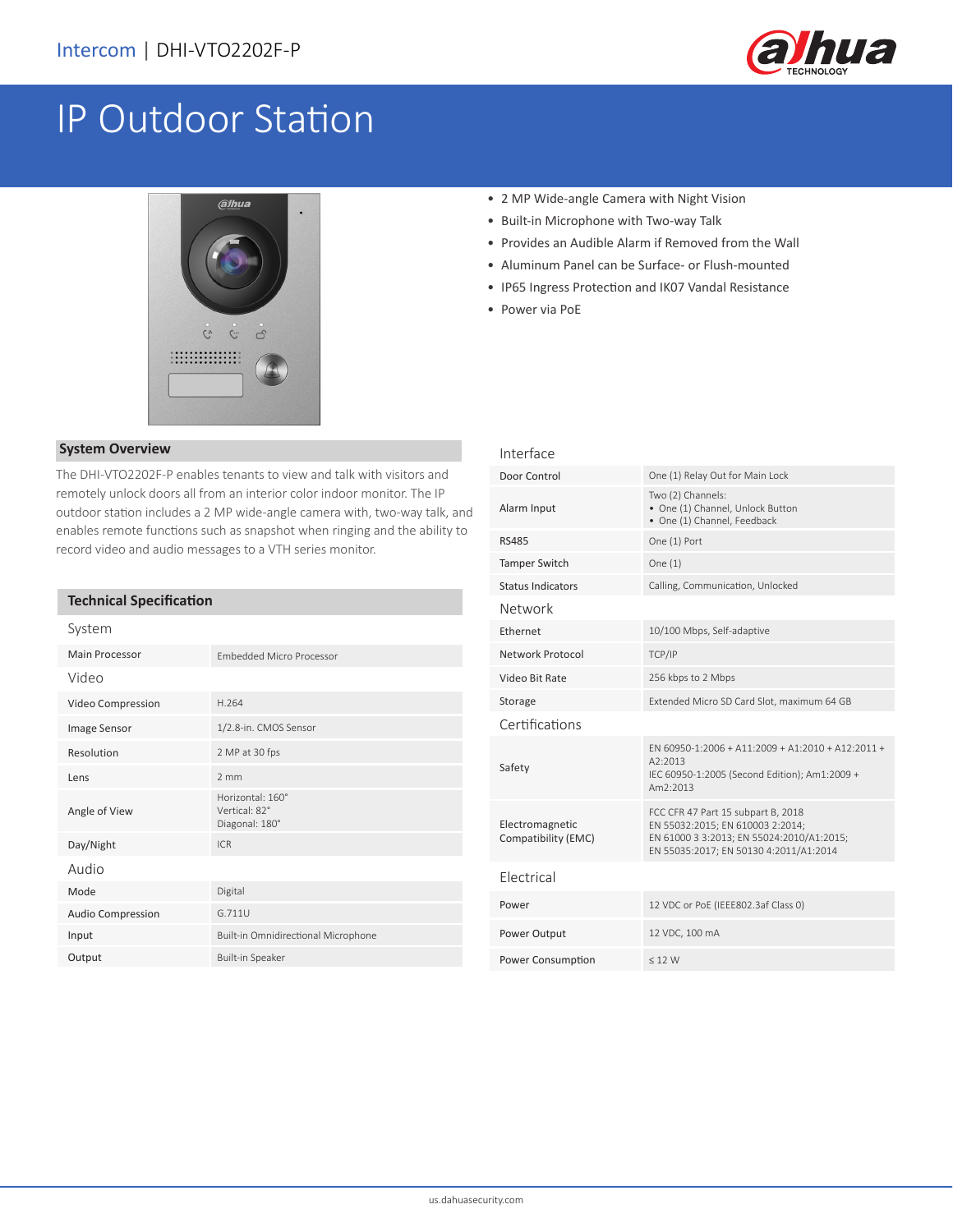Intercom | DHI-VTO2202F-P

# IP Outdoor Station

- 2 MP Wide-angle Camera with Night Vision
- Built-in Microphone with Two-way Talk
- Provides an Audible Alarm if Removed from the Wall
- Aluminum Panel can be Surface- or Flush-mounted
- IP65 Ingress Protection and IK07 Vandal Resistance
- Power via PoE

## System Overview

The DHI-VTO2202F-P enables tenants to view and talk with visitors and remotely unlock doors all from an interior color indoor monitor. The IP outdoor station includes a 2 MP wide-angle camera with, two-way talk, and enables remote functions such as snapshot when ringing and the ability to record video and audio messages to a VTH series monitor.

## Technical Specification

### System

| | |
|---|---|
| Main Processor | Embedded Micro Processor |

### Video

| | |
|---|---|
| Video Compression | H.264 |
| Image Sensor | 1/2.8-in. CMOS Sensor |
| Resolution | 2 MP at 30 fps |
| Lens | 2 mm |
| Angle of View | Horizontal: 160°<br>Vertical: 82°<br>Diagonal: 180° |
| Day/Night | ICR |

### Audio

| | |
|---|---|
| Mode | Digital |
| Audio Compression | G.711U |
| Input | Built-in Omnidirectional Microphone |
| Output | Built-in Speaker |

### Interface

| | |
|---|---|
| Door Control | One (1) Relay Out for Main Lock |
| Alarm Input | Two (2) Channels:<br>• One (1) Channel, Unlock Button<br>• One (1) Channel, Feedback |
| RS485 | One (1) Port |
| Tamper Switch | One (1) |
| Status Indicators | Calling, Communication, Unlocked |

### Network

| | |
|---|---|
| Ethernet | 10/100 Mbps, Self-adaptive |
| Network Protocol | TCP/IP |
| Video Bit Rate | 256 kbps to 2 Mbps |
| Storage | Extended Micro SD Card Slot, maximum 64 GB |

### Certifications

| | |
|---|---|
| Safety | EN 60950-1:2006 + A11:2009 + A1:2010 + A12:2011 + A2:2013<br>IEC 60950-1:2005 (Second Edition); Am1:2009 + Am2:2013 |
| Electromagnetic Compatibility (EMC) | FCC CFR 47 Part 15 subpart B, 2018<br>EN 55032:2015; EN 610003 2:2014;<br>EN 61000 3 3:2013; EN 55024:2010/A1:2015;<br>EN 55035:2017; EN 50130 4:2011/A1:2014 |

### Electrical

| | |
|---|---|
| Power | 12 VDC or PoE (IEEE802.3af Class 0) |
| Power Output | 12 VDC, 100 mA |
| Power Consumption | ≤ 12 W |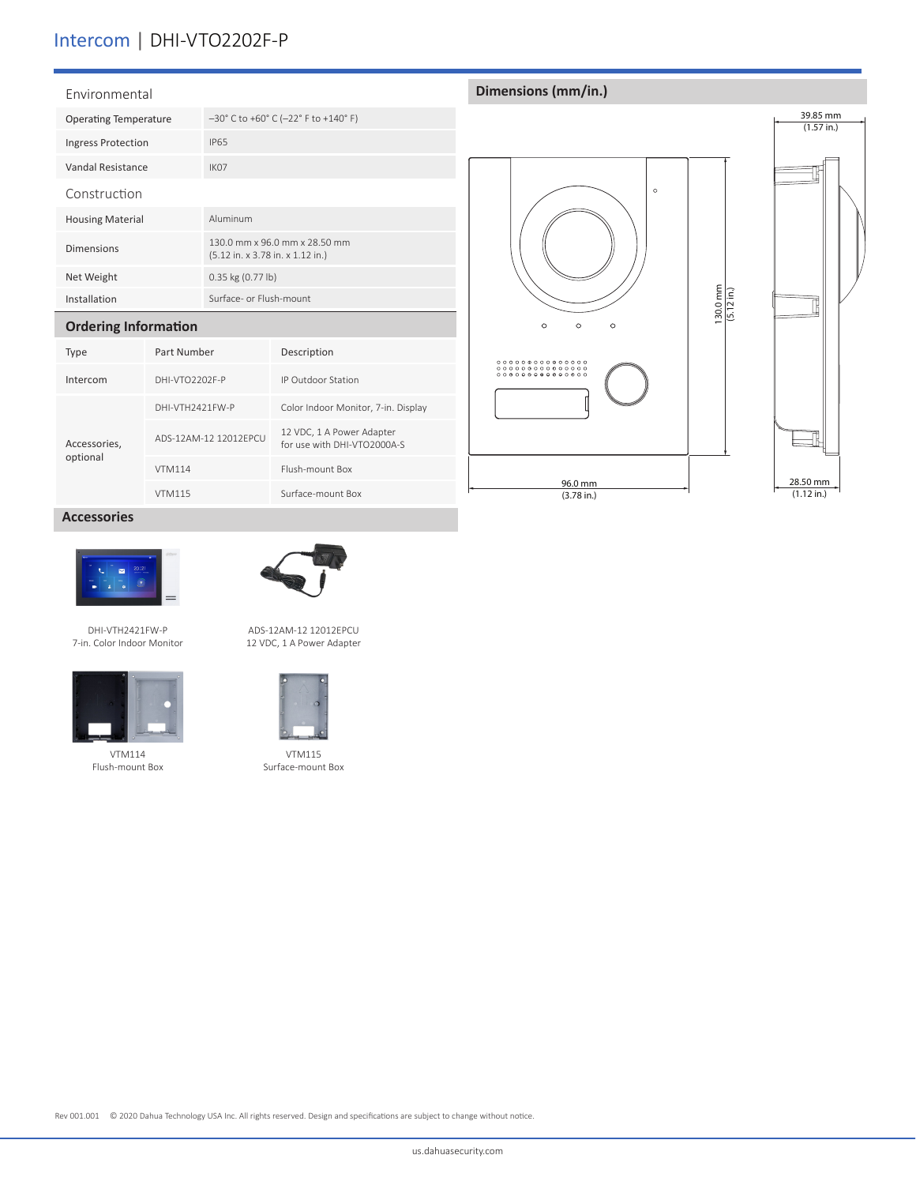## Environmental

| | |
|---|---|
| Operating Temperature | –30° C to +60° C (–22° F to +140° F) |
| Ingress Protection | IP65 |
| Vandal Resistance | IK07 |

## Construction

| | |
|---|---|
| Housing Material | Aluminum |
| Dimensions | 130.0 mm x 96.0 mm x 28.50 mm (5.12 in. x 3.78 in. x 1.12 in.) |
| Net Weight | 0.35 kg (0.77 lb) |
| Installation | Surface- or Flush-mount |

## Ordering Information

| Type | Part Number | Description |
|---|---|---|
| Intercom | DHI-VTO2202F-P | IP Outdoor Station |
| Accessories, optional | DHI-VTH2421FW-P | Color Indoor Monitor, 7-in. Display |
| | ADS-12AM-12 12012EPCU | 12 VDC, 1 A Power Adapter for use with DHI-VTO2000A-S |
| | VTM114 | Flush-mount Box |
| | VTM115 | Surface-mount Box |

## Dimensions (mm/in.)

39.85 mm
(1.57 in.)

130.0 mm
(5.12 in.)

96.0 mm
(3.78 in.)

28.50 mm
(1.12 in.)

## Accessories

DHI-VTH2421FW-P
7-in. Color Indoor Monitor

ADS-12AM-12 12012EPCU
12 VDC, 1 A Power Adapter

VTM114
Flush-mount Box

VTM115
Surface-mount Box

Rev 001.001 © 2020 Dahua Technology USA Inc. All rights reserved. Design and specifications are subject to change without notice.

us.dahuasecurity.com